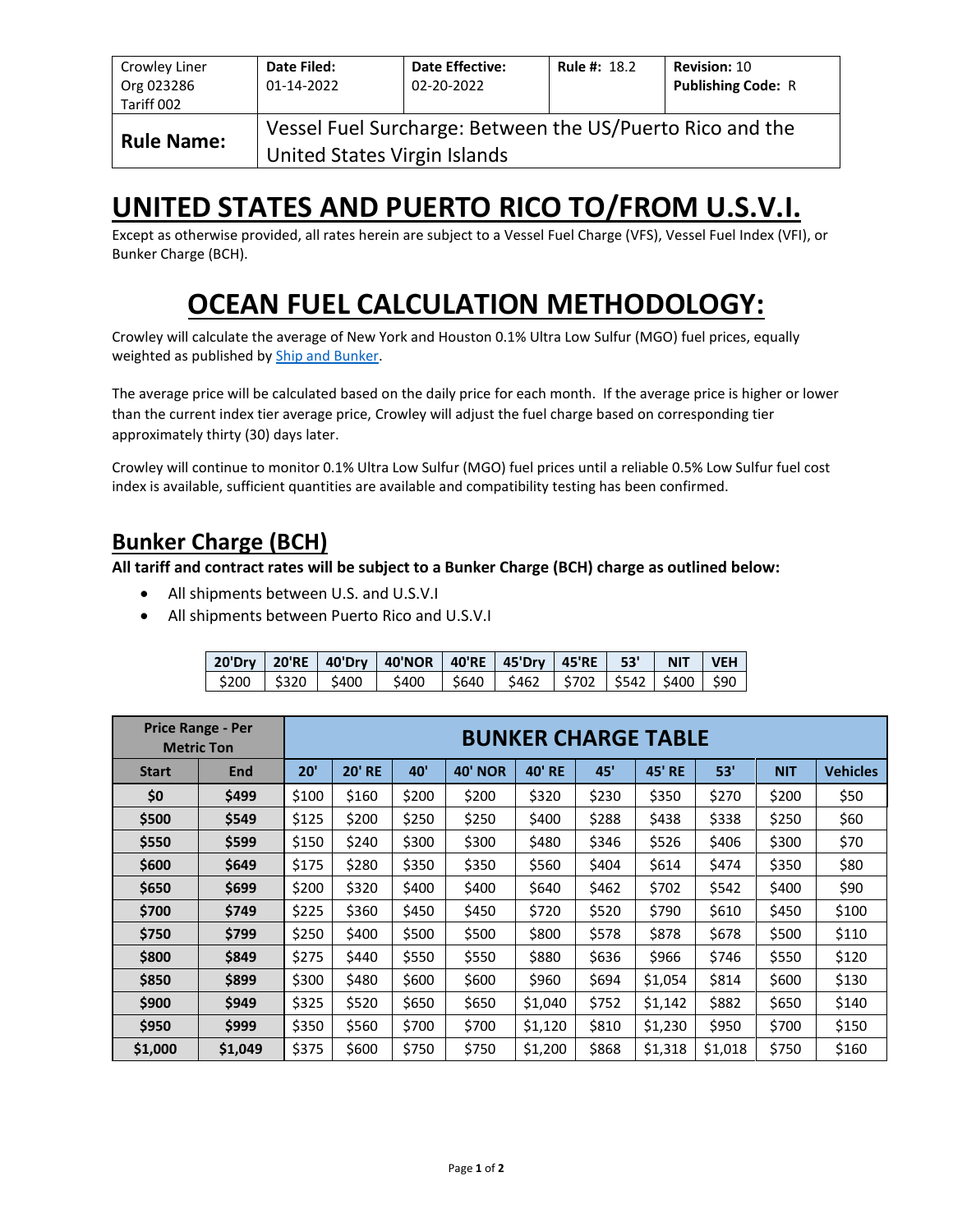| Crowley Liner<br>Org 023286<br>Tariff 002 | **Date Filed:**<br>01-14-2022 | **Date Effective:**<br>02-20-2022 | **Rule #:** 18.2 | **Revision:** 10<br>**Publishing Code:** R |
|---|---|---|---|---|
| **Rule Name:** | Vessel Fuel Surcharge: Between the US/Puerto Rico and the United States Virgin Islands | | | |

# UNITED STATES AND PUERTO RICO TO/FROM U.S.V.I.

Except as otherwise provided, all rates herein are subject to a Vessel Fuel Charge (VFS), Vessel Fuel Index (VFI), or Bunker Charge (BCH).

# OCEAN FUEL CALCULATION METHODOLOGY:

Crowley will calculate the average of New York and Houston 0.1% Ultra Low Sulfur (MGO) fuel prices, equally weighted as published by [Ship and Bunker](Ship and Bunker).

The average price will be calculated based on the daily price for each month. If the average price is higher or lower than the current index tier average price, Crowley will adjust the fuel charge based on corresponding tier approximately thirty (30) days later.

Crowley will continue to monitor 0.1% Ultra Low Sulfur (MGO) fuel prices until a reliable 0.5% Low Sulfur fuel cost index is available, sufficient quantities are available and compatibility testing has been confirmed.

## Bunker Charge (BCH)

**All tariff and contract rates will be subject to a Bunker Charge (BCH) charge as outlined below:**

- All shipments between U.S. and U.S.V.I
- All shipments between Puerto Rico and U.S.V.I

| 20'Dry | 20'RE | 40'Dry | 40'NOR | 40'RE | 45'Dry | 45'RE | 53' | NIT | VEH |
|---|---|---|---|---|---|---|---|---|---|
| $200 | $320 | $400 | $400 | $640 | $462 | $702 | $542 | $400 | $90 |

| Price Range - Per Metric Ton | | BUNKER CHARGE TABLE | | | | | | | | | |
|---|---|---|---|---|---|---|---|---|---|---|---|
| Start | End | 20' | 20' RE | 40' | 40' NOR | 40' RE | 45' | 45' RE | 53' | NIT | Vehicles |
| $0 | $499 | $100 | $160 | $200 | $200 | $320 | $230 | $350 | $270 | $200 | $50 |
| $500 | $549 | $125 | $200 | $250 | $250 | $400 | $288 | $438 | $338 | $250 | $60 |
| $550 | $599 | $150 | $240 | $300 | $300 | $480 | $346 | $526 | $406 | $300 | $70 |
| $600 | $649 | $175 | $280 | $350 | $350 | $560 | $404 | $614 | $474 | $350 | $80 |
| $650 | $699 | $200 | $320 | $400 | $400 | $640 | $462 | $702 | $542 | $400 | $90 |
| $700 | $749 | $225 | $360 | $450 | $450 | $720 | $520 | $790 | $610 | $450 | $100 |
| $750 | $799 | $250 | $400 | $500 | $500 | $800 | $578 | $878 | $678 | $500 | $110 |
| $800 | $849 | $275 | $440 | $550 | $550 | $880 | $636 | $966 | $746 | $550 | $120 |
| $850 | $899 | $300 | $480 | $600 | $600 | $960 | $694 | $1,054 | $814 | $600 | $130 |
| $900 | $949 | $325 | $520 | $650 | $650 | $1,040 | $752 | $1,142 | $882 | $650 | $140 |
| $950 | $999 | $350 | $560 | $700 | $700 | $1,120 | $810 | $1,230 | $950 | $700 | $150 |
| $1,000 | $1,049 | $375 | $600 | $750 | $750 | $1,200 | $868 | $1,318 | $1,018 | $750 | $160 |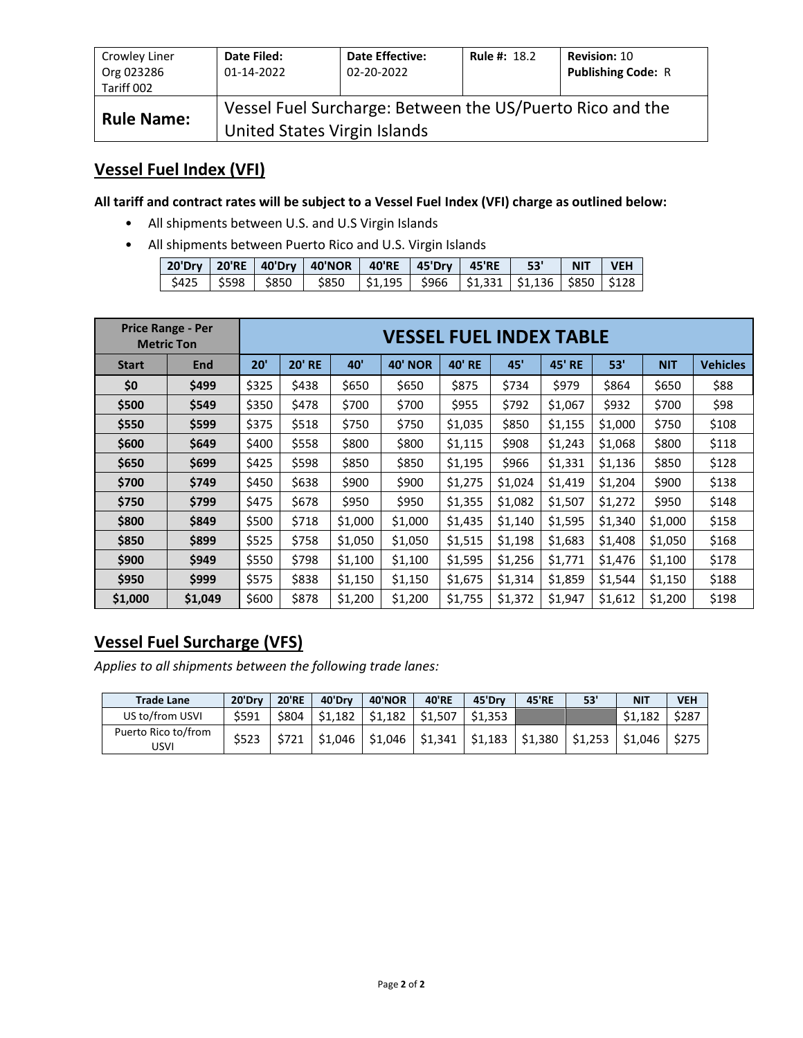| Crowley Liner Org 023286 Tariff 002 | Date Filed: 01-14-2022 | Date Effective: 02-20-2022 | Rule #: 18.2 | Revision: 10 Publishing Code: R |
|---|---|---|---|---|
| **Rule Name:** | Vessel Fuel Surcharge: Between the US/Puerto Rico and the United States Virgin Islands | | | |

## Vessel Fuel Index (VFI)

**All tariff and contract rates will be subject to a Vessel Fuel Index (VFI) charge as outlined below:**

- All shipments between U.S. and U.S Virgin Islands
- All shipments between Puerto Rico and U.S. Virgin Islands

| 20'Dry | 20'RE | 40'Dry | 40'NOR | 40'RE | 45'Dry | 45'RE | 53' | NIT | VEH |
|---|---|---|---|---|---|---|---|---|---|
| $425 | $598 | $850 | $850 | $1,195 | $966 | $1,331 | $1,136 | $850 | $128 |

| Price Range - Per Metric Ton | | VESSEL FUEL INDEX TABLE | | | | | | | | | |
|---|---|---|---|---|---|---|---|---|---|---|---|
| **Start** | **End** | **20'** | **20' RE** | **40'** | **40' NOR** | **40' RE** | **45'** | **45' RE** | **53'** | **NIT** | **Vehicles** |
| **$0** | **$499** | $325 | $438 | $650 | $650 | $875 | $734 | $979 | $864 | $650 | $88 |
| **$500** | **$549** | $350 | $478 | $700 | $700 | $955 | $792 | $1,067 | $932 | $700 | $98 |
| **$550** | **$599** | $375 | $518 | $750 | $750 | $1,035 | $850 | $1,155 | $1,000 | $750 | $108 |
| **$600** | **$649** | $400 | $558 | $800 | $800 | $1,115 | $908 | $1,243 | $1,068 | $800 | $118 |
| **$650** | **$699** | $425 | $598 | $850 | $850 | $1,195 | $966 | $1,331 | $1,136 | $850 | $128 |
| **$700** | **$749** | $450 | $638 | $900 | $900 | $1,275 | $1,024 | $1,419 | $1,204 | $900 | $138 |
| **$750** | **$799** | $475 | $678 | $950 | $950 | $1,355 | $1,082 | $1,507 | $1,272 | $950 | $148 |
| **$800** | **$849** | $500 | $718 | $1,000 | $1,000 | $1,435 | $1,140 | $1,595 | $1,340 | $1,000 | $158 |
| **$850** | **$899** | $525 | $758 | $1,050 | $1,050 | $1,515 | $1,198 | $1,683 | $1,408 | $1,050 | $168 |
| **$900** | **$949** | $550 | $798 | $1,100 | $1,100 | $1,595 | $1,256 | $1,771 | $1,476 | $1,100 | $178 |
| **$950** | **$999** | $575 | $838 | $1,150 | $1,150 | $1,675 | $1,314 | $1,859 | $1,544 | $1,150 | $188 |
| **$1,000** | **$1,049** | $600 | $878 | $1,200 | $1,200 | $1,755 | $1,372 | $1,947 | $1,612 | $1,200 | $198 |

## Vessel Fuel Surcharge (VFS)

*Applies to all shipments between the following trade lanes:*

| Trade Lane | 20'Dry | 20'RE | 40'Dry | 40'NOR | 40'RE | 45'Dry | 45'RE | 53' | NIT | VEH |
|---|---|---|---|---|---|---|---|---|---|---|
| US to/from USVI | $591 | $804 | $1,182 | $1,182 | $1,507 | $1,353 | | | $1,182 | $287 |
| Puerto Rico to/from USVI | $523 | $721 | $1,046 | $1,046 | $1,341 | $1,183 | $1,380 | $1,253 | $1,046 | $275 |